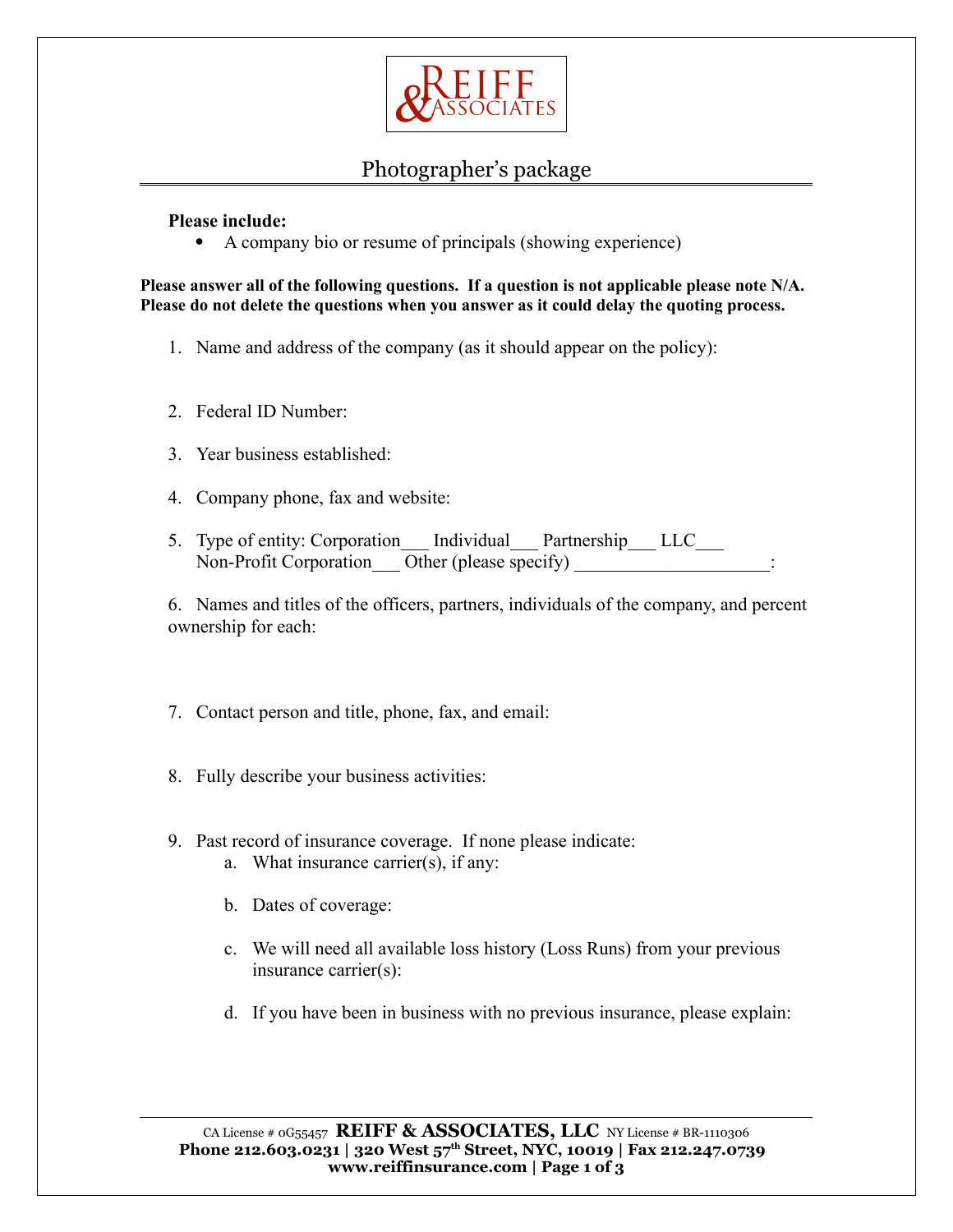REIFF & ASSOCIATES

# Photographer's package

**Please include:**

- A company bio or resume of principals (showing experience)

**Please answer all of the following questions. If a question is not applicable please note N/A. Please do not delete the questions when you answer as it could delay the quoting process.**

1. Name and address of the company (as it should appear on the policy):

2. Federal ID Number:

3. Year business established:

4. Company phone, fax and website:

5. Type of entity: Corporation___ Individual___ Partnership___ LLC___ Non-Profit Corporation___ Other (please specify) ____________________:

6. Names and titles of the officers, partners, individuals of the company, and percent ownership for each:

7. Contact person and title, phone, fax, and email:

8. Fully describe your business activities:

9. Past record of insurance coverage. If none please indicate:
   a. What insurance carrier(s), if any:

   b. Dates of coverage:

   c. We will need all available loss history (Loss Runs) from your previous insurance carrier(s):

   d. If you have been in business with no previous insurance, please explain:

CA License # 0G55457 **REIFF & ASSOCIATES, LLC** NY License # BR-1110306
**Phone 212.603.0231 | 320 West 57th Street, NYC, 10019 | Fax 212.247.0739**
**www.reiffinsurance.com**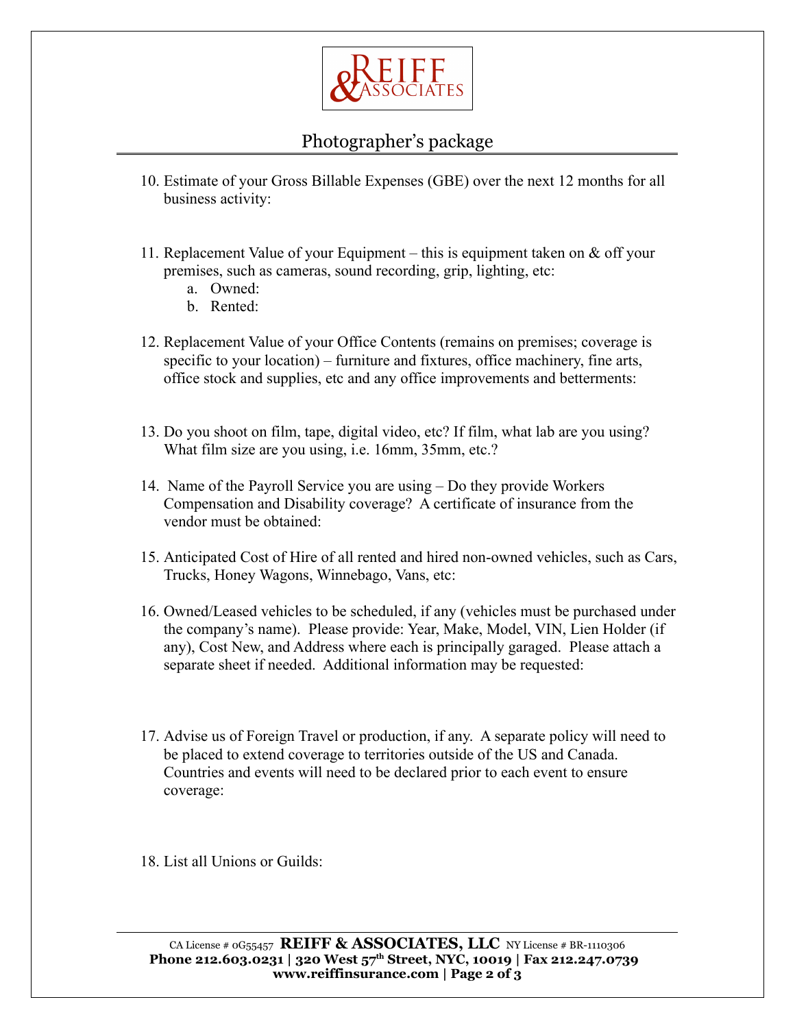# Photographer's package

10. Estimate of your Gross Billable Expenses (GBE) over the next 12 months for all business activity:

11. Replacement Value of your Equipment – this is equipment taken on & off your premises, such as cameras, sound recording, grip, lighting, etc:
    a. Owned:
    b. Rented:

12. Replacement Value of your Office Contents (remains on premises; coverage is specific to your location) – furniture and fixtures, office machinery, fine arts, office stock and supplies, etc and any office improvements and betterments:

13. Do you shoot on film, tape, digital video, etc? If film, what lab are you using? What film size are you using, i.e. 16mm, 35mm, etc.?

14. Name of the Payroll Service you are using – Do they provide Workers Compensation and Disability coverage? A certificate of insurance from the vendor must be obtained:

15. Anticipated Cost of Hire of all rented and hired non-owned vehicles, such as Cars, Trucks, Honey Wagons, Winnebago, Vans, etc:

16. Owned/Leased vehicles to be scheduled, if any (vehicles must be purchased under the company's name). Please provide: Year, Make, Model, VIN, Lien Holder (if any), Cost New, and Address where each is principally garaged. Please attach a separate sheet if needed. Additional information may be requested:

17. Advise us of Foreign Travel or production, if any. A separate policy will need to be placed to extend coverage to territories outside of the US and Canada. Countries and events will need to be declared prior to each event to ensure coverage:

18. List all Unions or Guilds: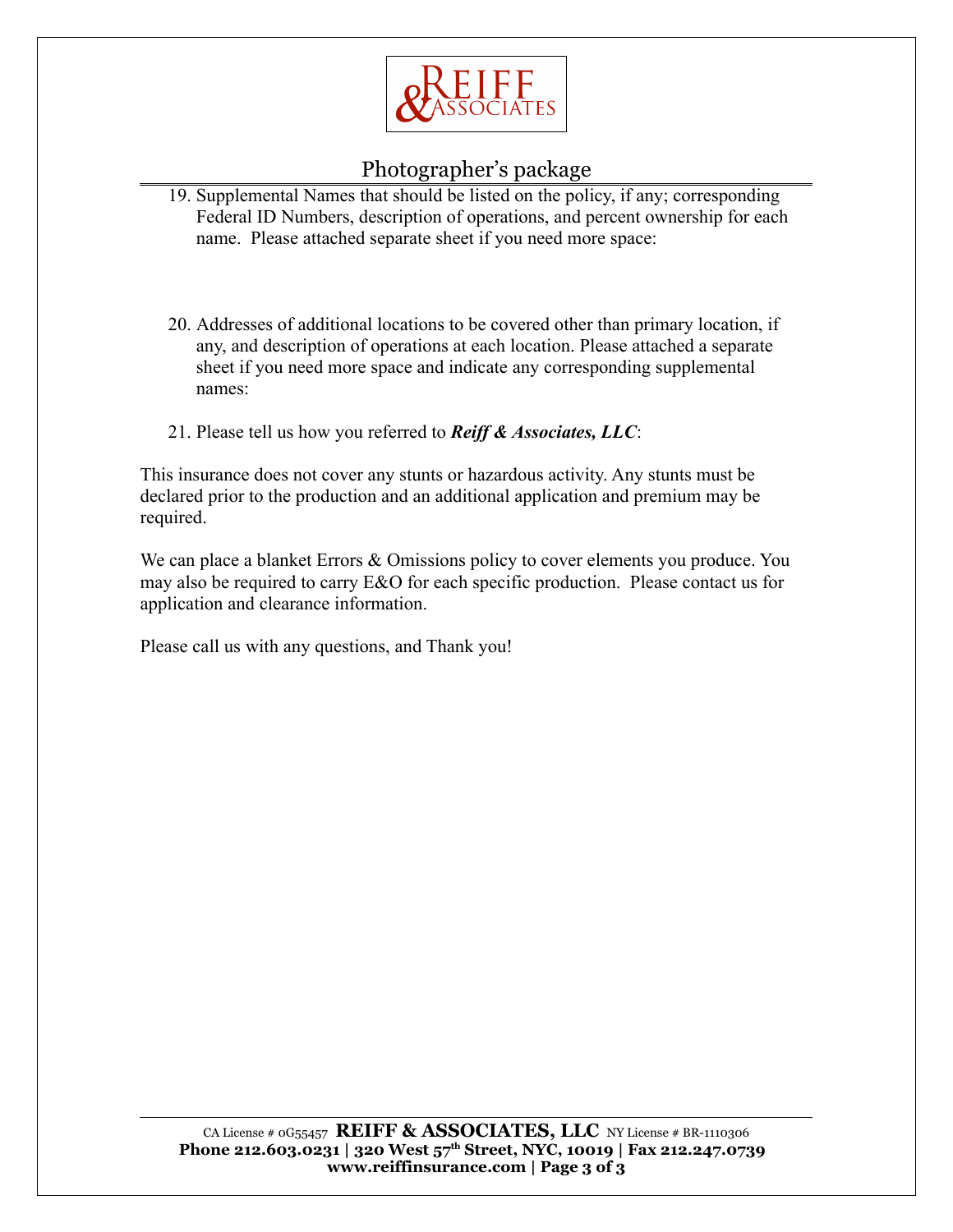# Photographer's package

19. Supplemental Names that should be listed on the policy, if any; corresponding Federal ID Numbers, description of operations, and percent ownership for each name. Please attached separate sheet if you need more space:

20. Addresses of additional locations to be covered other than primary location, if any, and description of operations at each location. Please attached a separate sheet if you need more space and indicate any corresponding supplemental names:

21. Please tell us how you referred to ***Reiff & Associates, LLC***:

This insurance does not cover any stunts or hazardous activity. Any stunts must be declared prior to the production and an additional application and premium may be required.

We can place a blanket Errors & Omissions policy to cover elements you produce. You may also be required to carry E&O for each specific production. Please contact us for application and clearance information.

Please call us with any questions, and Thank you!